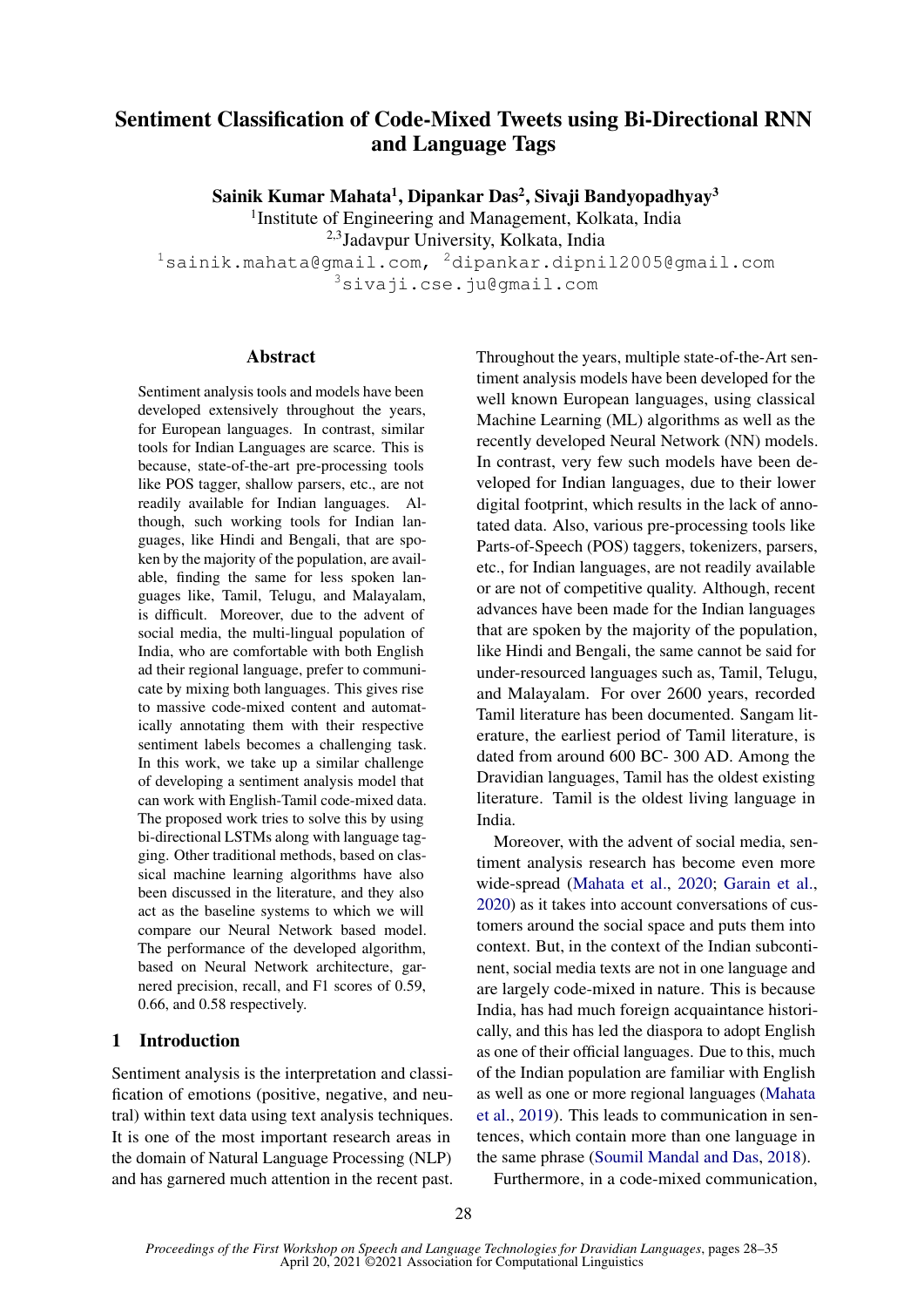# Sentiment Classification of Code-Mixed Tweets using Bi-Directional RNN and Language Tags

**Sainik Kumar Mahata[1], Dipankar Das[2], Sivaji Bandyopadhyay[3]**

[1]Institute of Engineering and Management, Kolkata, India

[2,3]Jadavpur University, Kolkata, India

[1]sainik.mahata@gmail.com, [2]dipankar.dipnil2005@gmail.com

[3]sivaji.cse.ju@gmail.com

## Abstract

Sentiment analysis tools and models have been developed extensively throughout the years, for European languages. In contrast, similar tools for Indian Languages are scarce. This is because, state-of-the-art pre-processing tools like POS tagger, shallow parsers, etc., are not readily available for Indian languages. Although, such working tools for Indian languages, like Hindi and Bengali, that are spoken by the majority of the population, are available, finding the same for less spoken languages like, Tamil, Telugu, and Malayalam, is difficult. Moreover, due to the advent of social media, the multi-lingual population of India, who are comfortable with both English ad their regional language, prefer to communicate by mixing both languages. This gives rise to massive code-mixed content and automatically annotating them with their respective sentiment labels becomes a challenging task. In this work, we take up a similar challenge of developing a sentiment analysis model that can work with English-Tamil code-mixed data. The proposed work tries to solve this by using bi-directional LSTMs along with language tagging. Other traditional methods, based on classical machine learning algorithms have also been discussed in the literature, and they also act as the baseline systems to which we will compare our Neural Network based model. The performance of the developed algorithm, based on Neural Network architecture, garnered precision, recall, and F1 scores of 0.59, 0.66, and 0.58 respectively.

## 1 Introduction

Sentiment analysis is the interpretation and classification of emotions (positive, negative, and neutral) within text data using text analysis techniques. It is one of the most important research areas in the domain of Natural Language Processing (NLP) and has garnered much attention in the recent past. Throughout the years, multiple state-of-the-Art sentiment analysis models have been developed for the well known European languages, using classical Machine Learning (ML) algorithms as well as the recently developed Neural Network (NN) models. In contrast, very few such models have been developed for Indian languages, due to their lower digital footprint, which results in the lack of annotated data. Also, various pre-processing tools like Parts-of-Speech (POS) taggers, tokenizers, parsers, etc., for Indian languages, are not readily available or are not of competitive quality. Although, recent advances have been made for the Indian languages that are spoken by the majority of the population, like Hindi and Bengali, the same cannot be said for under-resourced languages such as, Tamil, Telugu, and Malayalam. For over 2600 years, recorded Tamil literature has been documented. Sangam literature, the earliest period of Tamil literature, is dated from around 600 BC- 300 AD. Among the Dravidian languages, Tamil has the oldest existing literature. Tamil is the oldest living language in India.

Moreover, with the advent of social media, sentiment analysis research has become even more wide-spread (Mahata et al., 2020; Garain et al., 2020) as it takes into account conversations of customers around the social space and puts them into context. But, in the context of the Indian subcontinent, social media texts are not in one language and are largely code-mixed in nature. This is because India, has had much foreign acquaintance historically, and this has led the diaspora to adopt English as one of their official languages. Due to this, much of the Indian population are familiar with English as well as one or more regional languages (Mahata et al., 2019). This leads to communication in sentences, which contain more than one language in the same phrase (Soumil Mandal and Das, 2018).

Furthermore, in a code-mixed communication,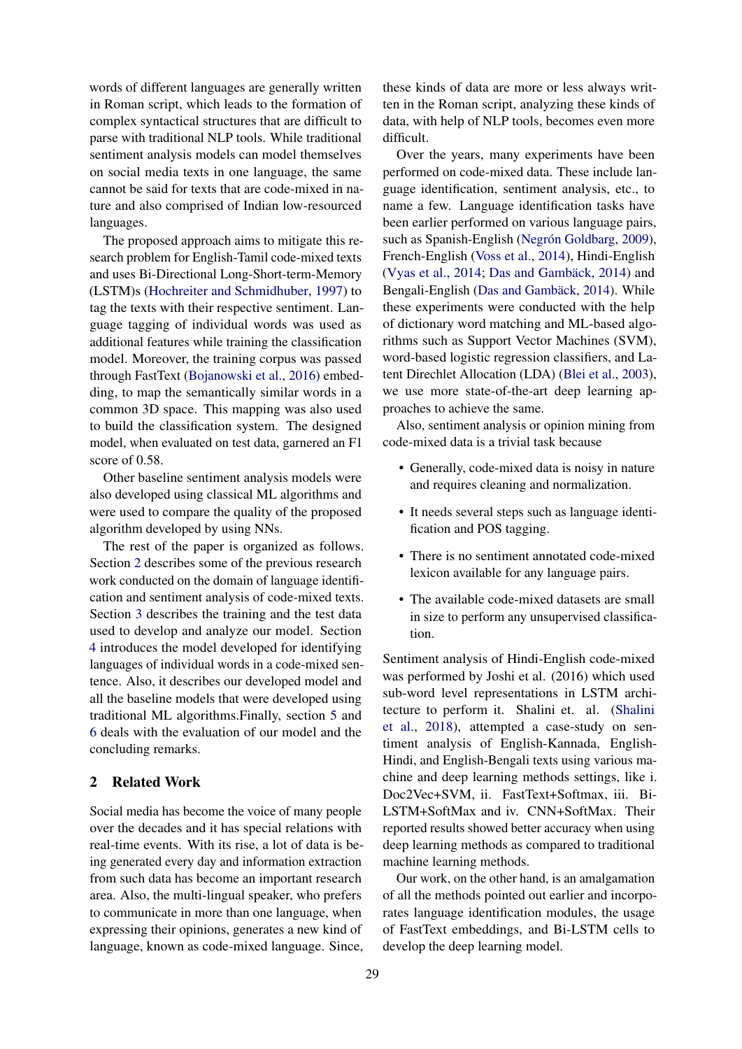words of different languages are generally written in Roman script, which leads to the formation of complex syntactical structures that are difficult to parse with traditional NLP tools. While traditional sentiment analysis models can model themselves on social media texts in one language, the same cannot be said for texts that are code-mixed in nature and also comprised of Indian low-resourced languages.

The proposed approach aims to mitigate this research problem for English-Tamil code-mixed texts and uses Bi-Directional Long-Short-term-Memory (LSTM)s (Hochreiter and Schmidhuber, 1997) to tag the texts with their respective sentiment. Language tagging of individual words was used as additional features while training the classification model. Moreover, the training corpus was passed through FastText (Bojanowski et al., 2016) embedding, to map the semantically similar words in a common 3D space. This mapping was also used to build the classification system. The designed model, when evaluated on test data, garnered an F1 score of 0.58.

Other baseline sentiment analysis models were also developed using classical ML algorithms and were used to compare the quality of the proposed algorithm developed by using NNs.

The rest of the paper is organized as follows. Section 2 describes some of the previous research work conducted on the domain of language identification and sentiment analysis of code-mixed texts. Section 3 describes the training and the test data used to develop and analyze our model. Section 4 introduces the model developed for identifying languages of individual words in a code-mixed sentence. Also, it describes our developed model and all the baseline models that were developed using traditional ML algorithms.Finally, section 5 and 6 deals with the evaluation of our model and the concluding remarks.

## 2 Related Work

Social media has become the voice of many people over the decades and it has special relations with real-time events. With its rise, a lot of data is being generated every day and information extraction from such data has become an important research area. Also, the multi-lingual speaker, who prefers to communicate in more than one language, when expressing their opinions, generates a new kind of language, known as code-mixed language. Since, these kinds of data are more or less always written in the Roman script, analyzing these kinds of data, with help of NLP tools, becomes even more difficult.

Over the years, many experiments have been performed on code-mixed data. These include language identification, sentiment analysis, etc., to name a few. Language identification tasks have been earlier performed on various language pairs, such as Spanish-English (Negrón Goldbarg, 2009), French-English (Voss et al., 2014), Hindi-English (Vyas et al., 2014; Das and Gambäck, 2014) and Bengali-English (Das and Gambäck, 2014). While these experiments were conducted with the help of dictionary word matching and ML-based algorithms such as Support Vector Machines (SVM), word-based logistic regression classifiers, and Latent Direchlet Allocation (LDA) (Blei et al., 2003), we use more state-of-the-art deep learning approaches to achieve the same.

Also, sentiment analysis or opinion mining from code-mixed data is a trivial task because

- Generally, code-mixed data is noisy in nature and requires cleaning and normalization.
- It needs several steps such as language identification and POS tagging.
- There is no sentiment annotated code-mixed lexicon available for any language pairs.
- The available code-mixed datasets are small in size to perform any unsupervised classification.

Sentiment analysis of Hindi-English code-mixed was performed by Joshi et al. (2016) which used sub-word level representations in LSTM architecture to perform it. Shalini et. al. (Shalini et al., 2018), attempted a case-study on sentiment analysis of English-Kannada, English-Hindi, and English-Bengali texts using various machine and deep learning methods settings, like i. Doc2Vec+SVM, ii. FastText+Softmax, iii. Bi-LSTM+SoftMax and iv. CNN+SoftMax. Their reported results showed better accuracy when using deep learning methods as compared to traditional machine learning methods.

Our work, on the other hand, is an amalgamation of all the methods pointed out earlier and incorporates language identification modules, the usage of FastText embeddings, and Bi-LSTM cells to develop the deep learning model.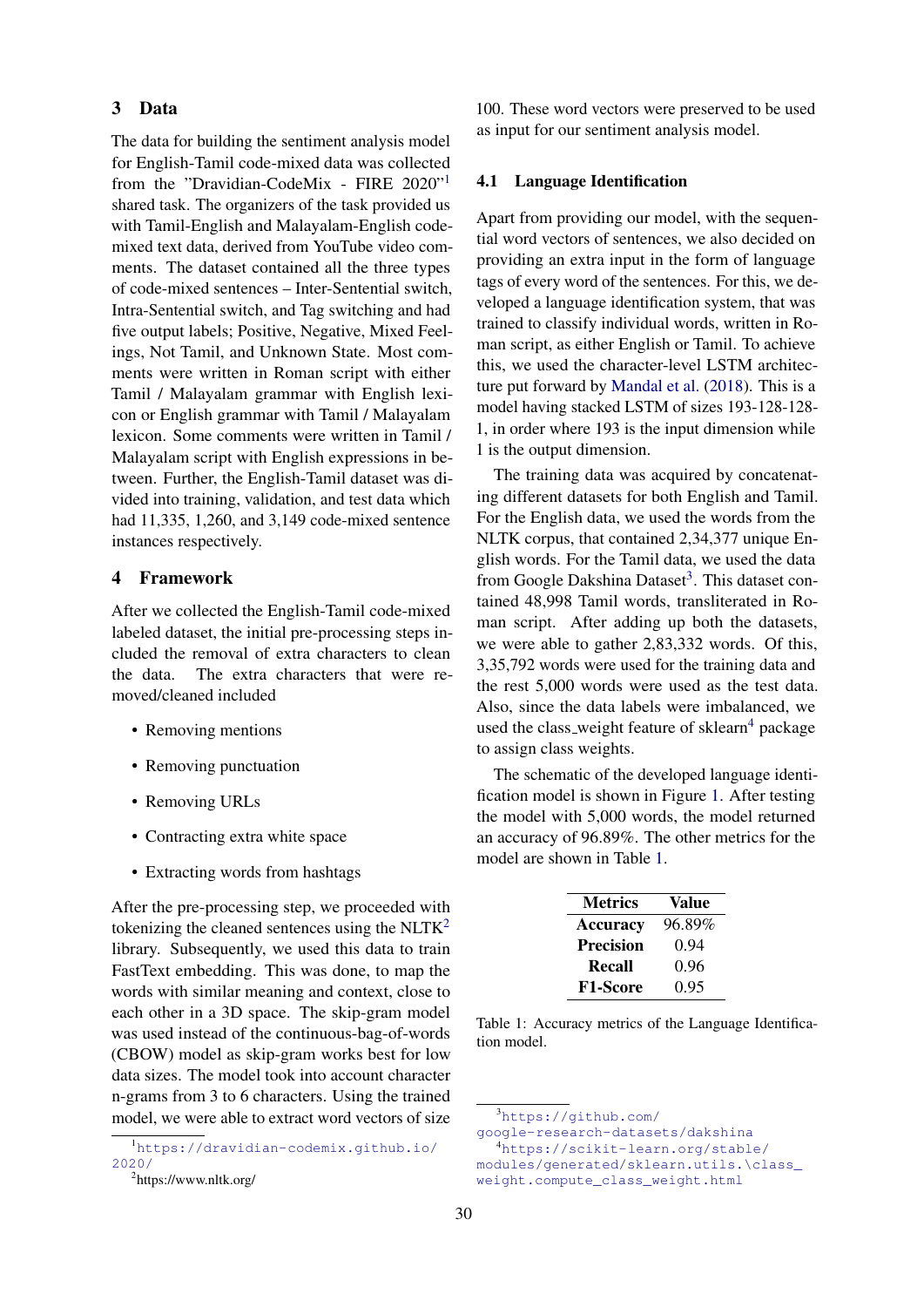## 3 Data

The data for building the sentiment analysis model for English-Tamil code-mixed data was collected from the "Dravidian-CodeMix - FIRE 2020"[1] shared task. The organizers of the task provided us with Tamil-English and Malayalam-English code-mixed text data, derived from YouTube video comments. The dataset contained all the three types of code-mixed sentences – Inter-Sentential switch, Intra-Sentential switch, and Tag switching and had five output labels; Positive, Negative, Mixed Feelings, Not Tamil, and Unknown State. Most comments were written in Roman script with either Tamil / Malayalam grammar with English lexicon or English grammar with Tamil / Malayalam lexicon. Some comments were written in Tamil / Malayalam script with English expressions in between. Further, the English-Tamil dataset was divided into training, validation, and test data which had 11,335, 1,260, and 3,149 code-mixed sentence instances respectively.

## 4 Framework

After we collected the English-Tamil code-mixed labeled dataset, the initial pre-processing steps included the removal of extra characters to clean the data. The extra characters that were removed/cleaned included

- Removing mentions
- Removing punctuation
- Removing URLs
- Contracting extra white space
- Extracting words from hashtags

After the pre-processing step, we proceeded with tokenizing the cleaned sentences using the NLTK[2] library. Subsequently, we used this data to train FastText embedding. This was done, to map the words with similar meaning and context, close to each other in a 3D space. The skip-gram model was used instead of the continuous-bag-of-words (CBOW) model as skip-gram works best for low data sizes. The model took into account character n-grams from 3 to 6 characters. Using the trained model, we were able to extract word vectors of size 100. These word vectors were preserved to be used as input for our sentiment analysis model.

### 4.1 Language Identification

Apart from providing our model, with the sequential word vectors of sentences, we also decided on providing an extra input in the form of language tags of every word of the sentences. For this, we developed a language identification system, that was trained to classify individual words, written in Roman script, as either English or Tamil. To achieve this, we used the character-level LSTM architecture put forward by Mandal et al. (2018). This is a model having stacked LSTM of sizes 193-128-128-1, in order where 193 is the input dimension while 1 is the output dimension.

The training data was acquired by concatenating different datasets for both English and Tamil. For the English data, we used the words from the NLTK corpus, that contained 2,34,377 unique English words. For the Tamil data, we used the data from Google Dakshina Dataset[3]. This dataset contained 48,998 Tamil words, transliterated in Roman script. After adding up both the datasets, we were able to gather 2,83,332 words. Of this, 3,35,792 words were used for the training data and the rest 5,000 words were used as the test data. Also, since the data labels were imbalanced, we used the class_weight feature of sklearn[4] package to assign class weights.

The schematic of the developed language identification model is shown in Figure 1. After testing the model with 5,000 words, the model returned an accuracy of 96.89%. The other metrics for the model are shown in Table 1.

| Metrics | Value |
|---|---|
| **Accuracy** | 96.89% |
| **Precision** | 0.94 |
| **Recall** | 0.96 |
| **F1-Score** | 0.95 |

Table 1: Accuracy metrics of the Language Identification model.

[1] https://dravidian-codemix.github.io/2020/

[2] https://www.nltk.org/

[3] https://github.com/google-research-datasets/dakshina

[4] https://scikit-learn.org/stable/modules/generated/sklearn.utils.\class_weight.compute_class_weight.html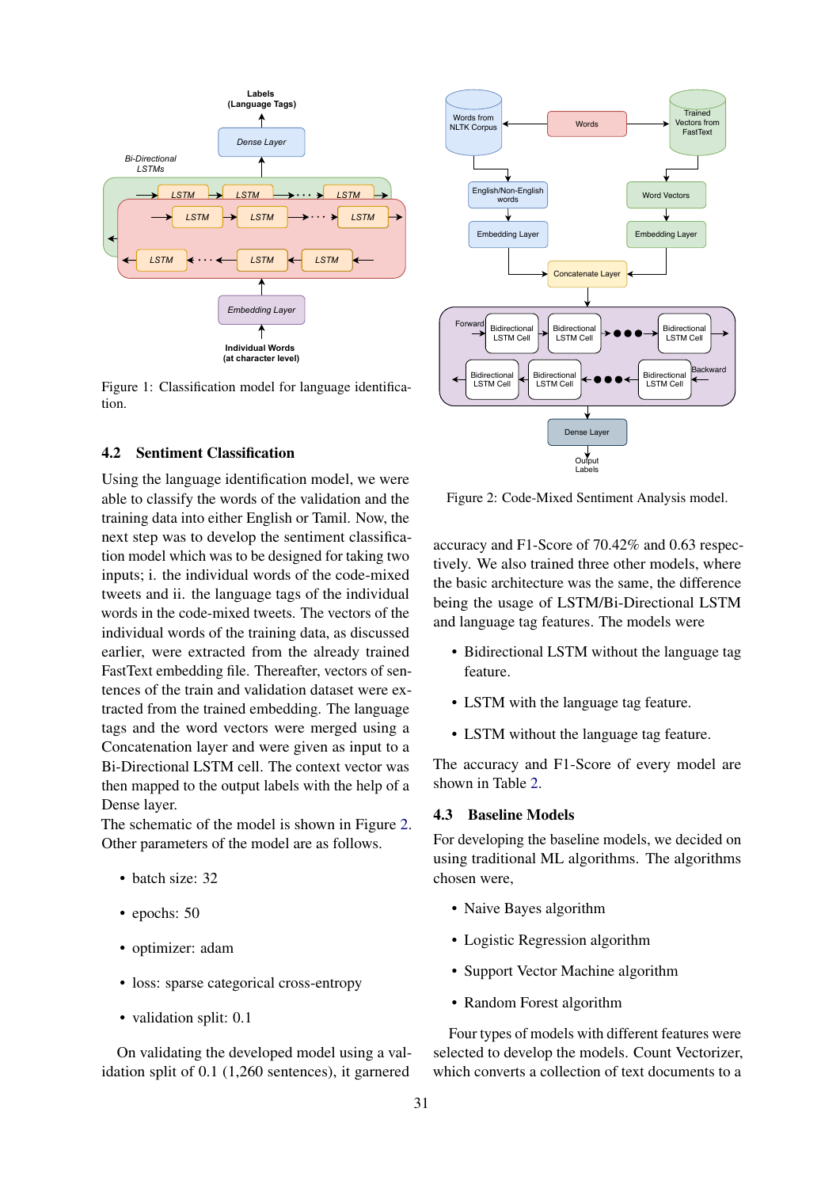Figure 1: Classification model for language identification.

## 4.2 Sentiment Classification

Using the language identification model, we were able to classify the words of the validation and the training data into either English or Tamil. Now, the next step was to develop the sentiment classification model which was to be designed for taking two inputs; i. the individual words of the code-mixed tweets and ii. the language tags of the individual words in the code-mixed tweets. The vectors of the individual words of the training data, as discussed earlier, were extracted from the already trained FastText embedding file. Thereafter, vectors of sentences of the train and validation dataset were extracted from the trained embedding. The language tags and the word vectors were merged using a Concatenation layer and were given as input to a Bi-Directional LSTM cell. The context vector was then mapped to the output labels with the help of a Dense layer.

The schematic of the model is shown in Figure 2. Other parameters of the model are as follows.

- batch size: 32
- epochs: 50
- optimizer: adam
- loss: sparse categorical cross-entropy
- validation split: 0.1

On validating the developed model using a validation split of 0.1 (1,260 sentences), it garnered accuracy and F1-Score of 70.42% and 0.63 respectively. We also trained three other models, where the basic architecture was the same, the difference being the usage of LSTM/Bi-Directional LSTM and language tag features. The models were

- Bidirectional LSTM without the language tag feature.
- LSTM with the language tag feature.
- LSTM without the language tag feature.

The accuracy and F1-Score of every model are shown in Table 2.

Figure 2: Code-Mixed Sentiment Analysis model.

## 4.3 Baseline Models

For developing the baseline models, we decided on using traditional ML algorithms. The algorithms chosen were,

- Naive Bayes algorithm
- Logistic Regression algorithm
- Support Vector Machine algorithm
- Random Forest algorithm

Four types of models with different features were selected to develop the models. Count Vectorizer, which converts a collection of text documents to a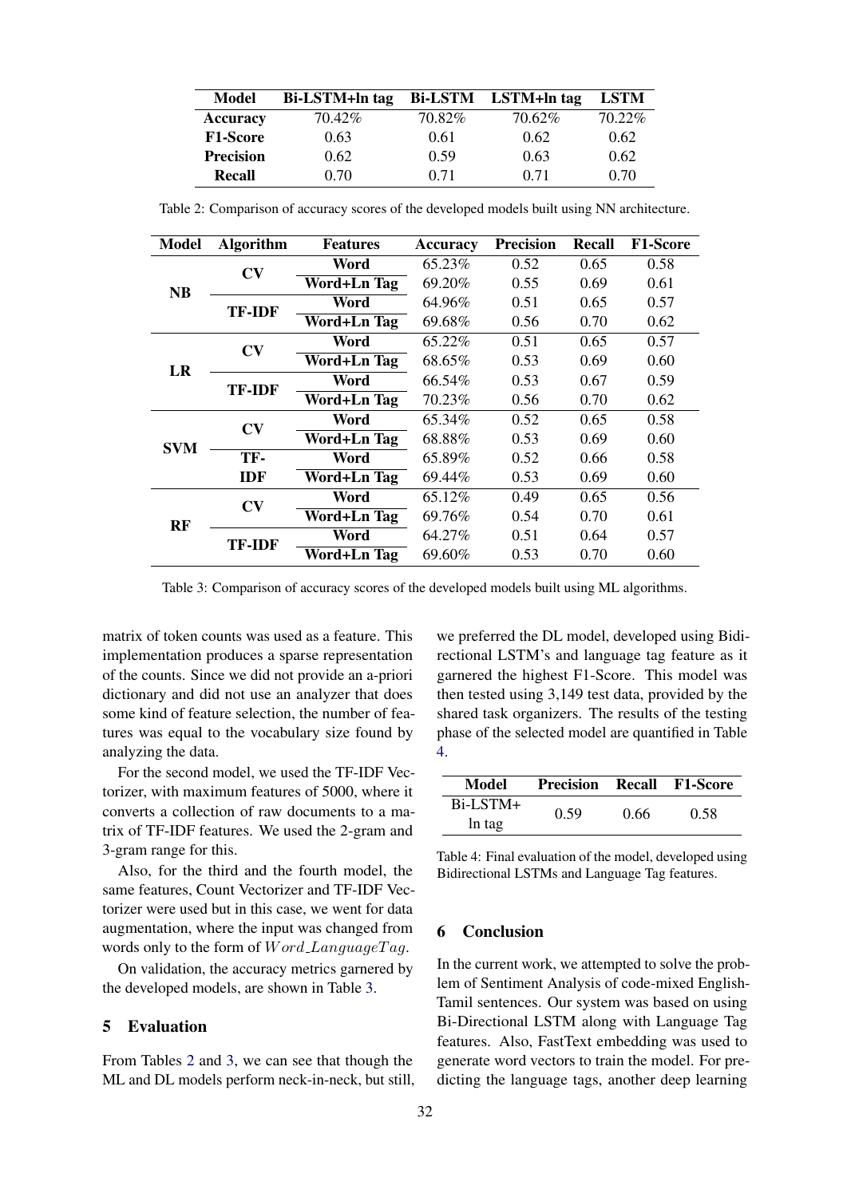| Model | Bi-LSTM+ln tag | Bi-LSTM | LSTM+ln tag | LSTM |
|---|---|---|---|---|
| **Accuracy** | 70.42% | 70.82% | 70.62% | 70.22% |
| **F1-Score** | 0.63 | 0.61 | 0.62 | 0.62 |
| **Precision** | 0.62 | 0.59 | 0.63 | 0.62 |
| **Recall** | 0.70 | 0.71 | 0.71 | 0.70 |

Table 2: Comparison of accuracy scores of the developed models built using NN architecture.

| Model | Algorithm | Features | Accuracy | Precision | Recall | F1-Score |
|---|---|---|---|---|---|---|
| **NB** | **CV** | **Word** | 65.23% | 0.52 | 0.65 | 0.58 |
| | | **Word+Ln Tag** | 69.20% | 0.55 | 0.69 | 0.61 |
| | **TF-IDF** | **Word** | 64.96% | 0.51 | 0.65 | 0.57 |
| | | **Word+Ln Tag** | 69.68% | 0.56 | 0.70 | 0.62 |
| **LR** | **CV** | **Word** | 65.22% | 0.51 | 0.65 | 0.57 |
| | | **Word+Ln Tag** | 68.65% | 0.53 | 0.69 | 0.60 |
| | **TF-IDF** | **Word** | 66.54% | 0.53 | 0.67 | 0.59 |
| | | **Word+Ln Tag** | 70.23% | 0.56 | 0.70 | 0.62 |
| **SVM** | **CV** | **Word** | 65.34% | 0.52 | 0.65 | 0.58 |
| | | **Word+Ln Tag** | 68.88% | 0.53 | 0.69 | 0.60 |
| | **TF-IDF** | **Word** | 65.89% | 0.52 | 0.66 | 0.58 |
| | | **Word+Ln Tag** | 69.44% | 0.53 | 0.69 | 0.60 |
| **RF** | **CV** | **Word** | 65.12% | 0.49 | 0.65 | 0.56 |
| | | **Word+Ln Tag** | 69.76% | 0.54 | 0.70 | 0.61 |
| | **TF-IDF** | **Word** | 64.27% | 0.51 | 0.64 | 0.57 |
| | | **Word+Ln Tag** | 69.60% | 0.53 | 0.70 | 0.60 |

Table 3: Comparison of accuracy scores of the developed models built using ML algorithms.

matrix of token counts was used as a feature. This implementation produces a sparse representation of the counts. Since we did not provide an a-priori dictionary and did not use an analyzer that does some kind of feature selection, the number of features was equal to the vocabulary size found by analyzing the data.

For the second model, we used the TF-IDF Vectorizer, with maximum features of 5000, where it converts a collection of raw documents to a matrix of TF-IDF features. We used the 2-gram and 3-gram range for this.

Also, for the third and the fourth model, the same features, Count Vectorizer and TF-IDF Vectorizer were used but in this case, we went for data augmentation, where the input was changed from words only to the form of $Word\_LanguageTag$.

On validation, the accuracy metrics garnered by the developed models, are shown in Table 3.

## 5 Evaluation

From Tables 2 and 3, we can see that though the ML and DL models perform neck-in-neck, but still, we preferred the DL model, developed using Bidirectional LSTM's and language tag feature as it garnered the highest F1-Score. This model was then tested using 3,149 test data, provided by the shared task organizers. The results of the testing phase of the selected model are quantified in Table 4.

| Model | Precision | Recall | F1-Score |
|---|---|---|---|
| Bi-LSTM+ ln tag | 0.59 | 0.66 | 0.58 |

Table 4: Final evaluation of the model, developed using Bidirectional LSTMs and Language Tag features.

## 6 Conclusion

In the current work, we attempted to solve the problem of Sentiment Analysis of code-mixed English-Tamil sentences. Our system was based on using Bi-Directional LSTM along with Language Tag features. Also, FastText embedding was used to generate word vectors to train the model. For predicting the language tags, another deep learning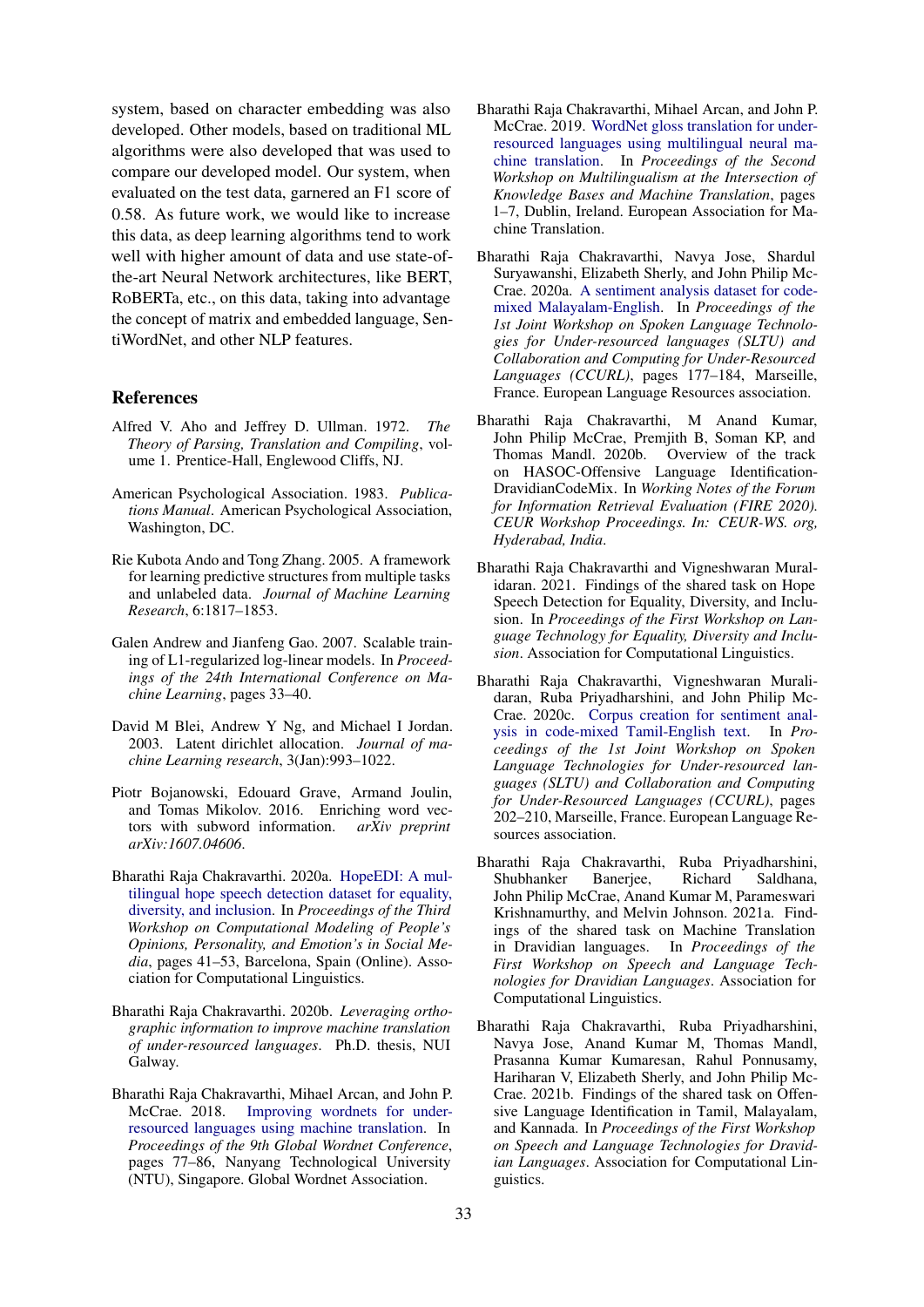system, based on character embedding was also developed. Other models, based on traditional ML algorithms were also developed that was used to compare our developed model. Our system, when evaluated on the test data, garnered an F1 score of 0.58. As future work, we would like to increase this data, as deep learning algorithms tend to work well with higher amount of data and use state-of-the-art Neural Network architectures, like BERT, RoBERTa, etc., on this data, taking into advantage the concept of matrix and embedded language, SentiWordNet, and other NLP features.

## References

Alfred V. Aho and Jeffrey D. Ullman. 1972. *The Theory of Parsing, Translation and Compiling*, volume 1. Prentice-Hall, Englewood Cliffs, NJ.

American Psychological Association. 1983. *Publications Manual*. American Psychological Association, Washington, DC.

Rie Kubota Ando and Tong Zhang. 2005. A framework for learning predictive structures from multiple tasks and unlabeled data. *Journal of Machine Learning Research*, 6:1817–1853.

Galen Andrew and Jianfeng Gao. 2007. Scalable training of L1-regularized log-linear models. In *Proceedings of the 24th International Conference on Machine Learning*, pages 33–40.

David M Blei, Andrew Y Ng, and Michael I Jordan. 2003. Latent dirichlet allocation. *Journal of machine Learning research*, 3(Jan):993–1022.

Piotr Bojanowski, Edouard Grave, Armand Joulin, and Tomas Mikolov. 2016. Enriching word vectors with subword information. *arXiv preprint arXiv:1607.04606*.

Bharathi Raja Chakravarthi. 2020a. HopeEDI: A multilingual hope speech detection dataset for equality, diversity, and inclusion. In *Proceedings of the Third Workshop on Computational Modeling of People's Opinions, Personality, and Emotion's in Social Media*, pages 41–53, Barcelona, Spain (Online). Association for Computational Linguistics.

Bharathi Raja Chakravarthi. 2020b. *Leveraging orthographic information to improve machine translation of under-resourced languages*. Ph.D. thesis, NUI Galway.

Bharathi Raja Chakravarthi, Mihael Arcan, and John P. McCrae. 2018. Improving wordnets for under-resourced languages using machine translation. In *Proceedings of the 9th Global Wordnet Conference*, pages 77–86, Nanyang Technological University (NTU), Singapore. Global Wordnet Association.

Bharathi Raja Chakravarthi, Mihael Arcan, and John P. McCrae. 2019. WordNet gloss translation for under-resourced languages using multilingual neural machine translation. In *Proceedings of the Second Workshop on Multilingualism at the Intersection of Knowledge Bases and Machine Translation*, pages 1–7, Dublin, Ireland. European Association for Machine Translation.

Bharathi Raja Chakravarthi, Navya Jose, Shardul Suryawanshi, Elizabeth Sherly, and John Philip McCrae. 2020a. A sentiment analysis dataset for code-mixed Malayalam-English. In *Proceedings of the 1st Joint Workshop on Spoken Language Technologies for Under-resourced languages (SLTU) and Collaboration and Computing for Under-Resourced Languages (CCURL)*, pages 177–184, Marseille, France. European Language Resources association.

Bharathi Raja Chakravarthi, M Anand Kumar, John Philip McCrae, Premjith B, Soman KP, and Thomas Mandl. 2020b. Overview of the track on HASOC-Offensive Language Identification-DravidianCodeMix. In *Working Notes of the Forum for Information Retrieval Evaluation (FIRE 2020). CEUR Workshop Proceedings. In: CEUR-WS. org, Hyderabad, India*.

Bharathi Raja Chakravarthi and Vigneshwaran Muralidaran. 2021. Findings of the shared task on Hope Speech Detection for Equality, Diversity, and Inclusion. In *Proceedings of the First Workshop on Language Technology for Equality, Diversity and Inclusion*. Association for Computational Linguistics.

Bharathi Raja Chakravarthi, Vigneshwaran Muralidaran, Ruba Priyadharshini, and John Philip McCrae. 2020c. Corpus creation for sentiment analysis in code-mixed Tamil-English text. In *Proceedings of the 1st Joint Workshop on Spoken Language Technologies for Under-resourced languages (SLTU) and Collaboration and Computing for Under-Resourced Languages (CCURL)*, pages 202–210, Marseille, France. European Language Resources association.

Bharathi Raja Chakravarthi, Ruba Priyadharshini, Shubhanker Banerjee, Richard Saldhana, John Philip McCrae, Anand Kumar M, Parameswari Krishnamurthy, and Melvin Johnson. 2021a. Findings of the shared task on Machine Translation in Dravidian languages. In *Proceedings of the First Workshop on Speech and Language Technologies for Dravidian Languages*. Association for Computational Linguistics.

Bharathi Raja Chakravarthi, Ruba Priyadharshini, Navya Jose, Anand Kumar M, Thomas Mandl, Prasanna Kumar Kumaresan, Rahul Ponnusamy, Hariharan V, Elizabeth Sherly, and John Philip McCrae. 2021b. Findings of the shared task on Offensive Language Identification in Tamil, Malayalam, and Kannada. In *Proceedings of the First Workshop on Speech and Language Technologies for Dravidian Languages*. Association for Computational Linguistics.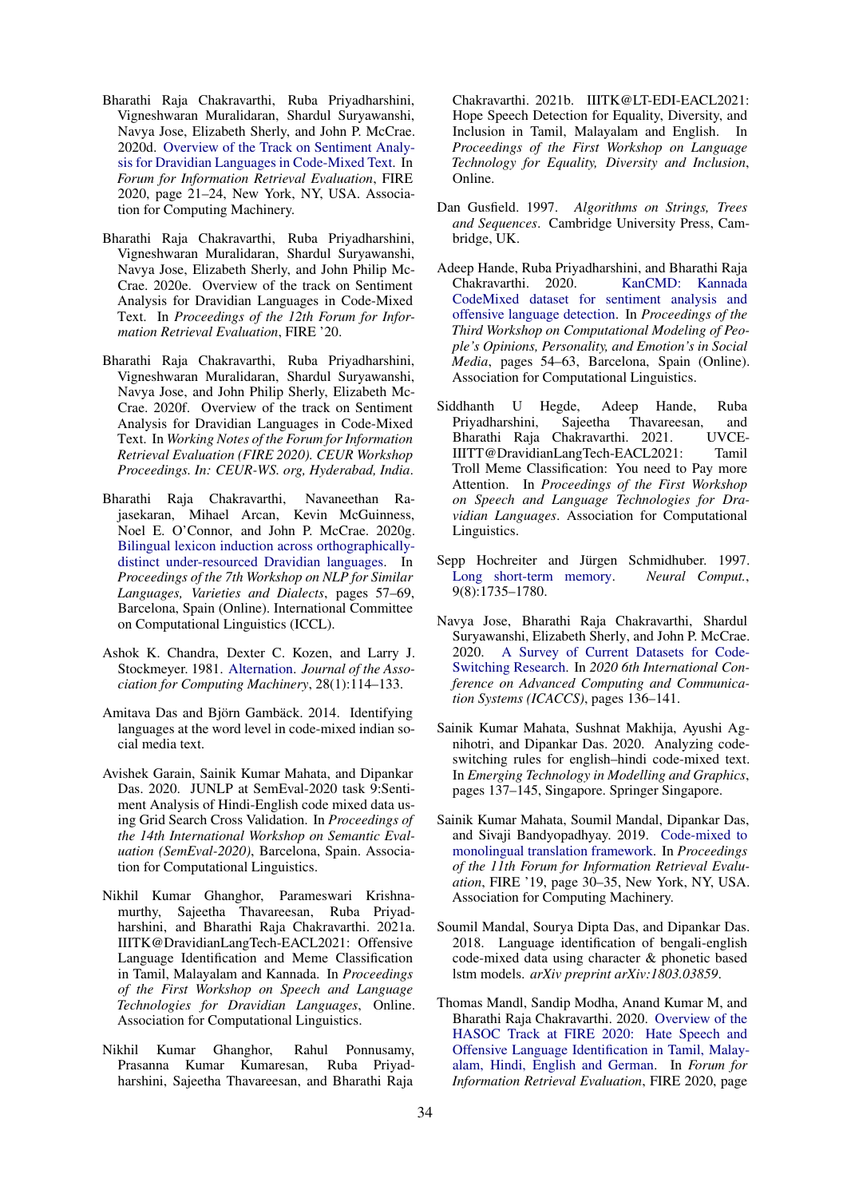Bharathi Raja Chakravarthi, Ruba Priyadharshini, Vigneshwaran Muralidaran, Shardul Suryawanshi, Navya Jose, Elizabeth Sherly, and John P. McCrae. 2020d. Overview of the Track on Sentiment Analysis for Dravidian Languages in Code-Mixed Text. In *Forum for Information Retrieval Evaluation*, FIRE 2020, page 21–24, New York, NY, USA. Association for Computing Machinery.

Bharathi Raja Chakravarthi, Ruba Priyadharshini, Vigneshwaran Muralidaran, Shardul Suryawanshi, Navya Jose, Elizabeth Sherly, and John Philip McCrae. 2020e. Overview of the track on Sentiment Analysis for Dravidian Languages in Code-Mixed Text. In *Proceedings of the 12th Forum for Information Retrieval Evaluation*, FIRE '20.

Bharathi Raja Chakravarthi, Ruba Priyadharshini, Vigneshwaran Muralidaran, Shardul Suryawanshi, Navya Jose, and John Philip Sherly, Elizabeth McCrae. 2020f. Overview of the track on Sentiment Analysis for Dravidian Languages in Code-Mixed Text. In *Working Notes of the Forum for Information Retrieval Evaluation (FIRE 2020). CEUR Workshop Proceedings. In: CEUR-WS. org, Hyderabad, India*.

Bharathi Raja Chakravarthi, Navaneethan Rajasekaran, Mihael Arcan, Kevin McGuinness, Noel E. O'Connor, and John P. McCrae. 2020g. Bilingual lexicon induction across orthographically-distinct under-resourced Dravidian languages. In *Proceedings of the 7th Workshop on NLP for Similar Languages, Varieties and Dialects*, pages 57–69, Barcelona, Spain (Online). International Committee on Computational Linguistics (ICCL).

Ashok K. Chandra, Dexter C. Kozen, and Larry J. Stockmeyer. 1981. Alternation. *Journal of the Association for Computing Machinery*, 28(1):114–133.

Amitava Das and Björn Gambäck. 2014. Identifying languages at the word level in code-mixed indian social media text.

Avishek Garain, Sainik Kumar Mahata, and Dipankar Das. 2020. JUNLP at SemEval-2020 task 9:Sentiment Analysis of Hindi-English code mixed data using Grid Search Cross Validation. In *Proceedings of the 14th International Workshop on Semantic Evaluation (SemEval-2020)*, Barcelona, Spain. Association for Computational Linguistics.

Nikhil Kumar Ghanghor, Parameswari Krishnamurthy, Sajeetha Thavareesan, Ruba Priyadharshini, and Bharathi Raja Chakravarthi. 2021a. IIITK@DravidianLangTech-EACL2021: Offensive Language Identification and Meme Classification in Tamil, Malayalam and Kannada. In *Proceedings of the First Workshop on Speech and Language Technologies for Dravidian Languages*, Online. Association for Computational Linguistics.

Nikhil Kumar Ghanghor, Rahul Ponnusamy, Prasanna Kumar Kumaresan, Ruba Priyadharshini, Sajeetha Thavareesan, and Bharathi Raja Chakravarthi. 2021b. IIITK@LT-EDI-EACL2021: Hope Speech Detection for Equality, Diversity, and Inclusion in Tamil, Malayalam and English. In *Proceedings of the First Workshop on Language Technology for Equality, Diversity and Inclusion*, Online.

Dan Gusfield. 1997. *Algorithms on Strings, Trees and Sequences*. Cambridge University Press, Cambridge, UK.

Adeep Hande, Ruba Priyadharshini, and Bharathi Raja Chakravarthi. 2020. KanCMD: Kannada CodeMixed dataset for sentiment analysis and offensive language detection. In *Proceedings of the Third Workshop on Computational Modeling of People's Opinions, Personality, and Emotion's in Social Media*, pages 54–63, Barcelona, Spain (Online). Association for Computational Linguistics.

Siddhanth U Hegde, Adeep Hande, Ruba Priyadharshini, Sajeetha Thavareesan, and Bharathi Raja Chakravarthi. 2021. UVCE-IIITT@DravidianLangTech-EACL2021: Tamil Troll Meme Classification: You need to Pay more Attention. In *Proceedings of the First Workshop on Speech and Language Technologies for Dravidian Languages*. Association for Computational Linguistics.

Sepp Hochreiter and Jürgen Schmidhuber. 1997. Long short-term memory. *Neural Comput.*, 9(8):1735–1780.

Navya Jose, Bharathi Raja Chakravarthi, Shardul Suryawanshi, Elizabeth Sherly, and John P. McCrae. 2020. A Survey of Current Datasets for Code-Switching Research. In *2020 6th International Conference on Advanced Computing and Communication Systems (ICACCS)*, pages 136–141.

Sainik Kumar Mahata, Sushnat Makhija, Ayushi Agnihotri, and Dipankar Das. 2020. Analyzing code-switching rules for english–hindi code-mixed text. In *Emerging Technology in Modelling and Graphics*, pages 137–145, Singapore. Springer Singapore.

Sainik Kumar Mahata, Soumil Mandal, Dipankar Das, and Sivaji Bandyopadhyay. 2019. Code-mixed to monolingual translation framework. In *Proceedings of the 11th Forum for Information Retrieval Evaluation*, FIRE '19, page 30–35, New York, NY, USA. Association for Computing Machinery.

Soumil Mandal, Sourya Dipta Das, and Dipankar Das. 2018. Language identification of bengali-english code-mixed data using character & phonetic based lstm models. *arXiv preprint arXiv:1803.03859*.

Thomas Mandl, Sandip Modha, Anand Kumar M, and Bharathi Raja Chakravarthi. 2020. Overview of the HASOC Track at FIRE 2020: Hate Speech and Offensive Language Identification in Tamil, Malayalam, Hindi, English and German. In *Forum for Information Retrieval Evaluation*, FIRE 2020, page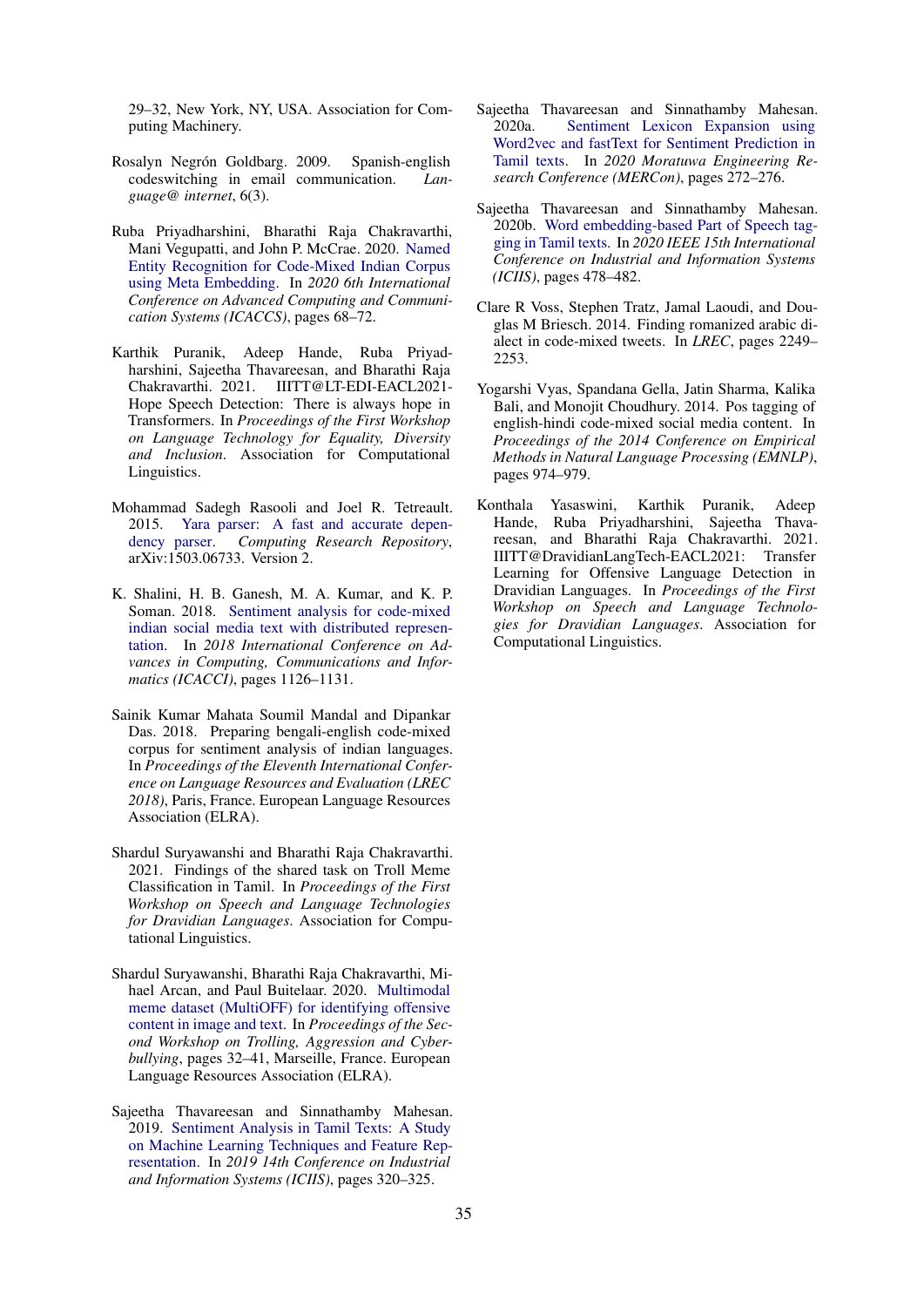29–32, New York, NY, USA. Association for Computing Machinery.

Rosalyn Negrón Goldbarg. 2009. Spanish-english codeswitching in email communication. *Language@ internet*, 6(3).

Ruba Priyadharshini, Bharathi Raja Chakravarthi, Mani Vegupatti, and John P. McCrae. 2020. Named Entity Recognition for Code-Mixed Indian Corpus using Meta Embedding. In *2020 6th International Conference on Advanced Computing and Communication Systems (ICACCS)*, pages 68–72.

Karthik Puranik, Adeep Hande, Ruba Priyadharshini, Sajeetha Thavareesan, and Bharathi Raja Chakravarthi. 2021. IIITT@LT-EDI-EACL2021-Hope Speech Detection: There is always hope in Transformers. In *Proceedings of the First Workshop on Language Technology for Equality, Diversity and Inclusion*. Association for Computational Linguistics.

Mohammad Sadegh Rasooli and Joel R. Tetreault. 2015. Yara parser: A fast and accurate dependency parser. *Computing Research Repository*, arXiv:1503.06733. Version 2.

K. Shalini, H. B. Ganesh, M. A. Kumar, and K. P. Soman. 2018. Sentiment analysis for code-mixed indian social media text with distributed representation. In *2018 International Conference on Advances in Computing, Communications and Informatics (ICACCI)*, pages 1126–1131.

Sainik Kumar Mahata Soumil Mandal and Dipankar Das. 2018. Preparing bengali-english code-mixed corpus for sentiment analysis of indian languages. In *Proceedings of the Eleventh International Conference on Language Resources and Evaluation (LREC 2018)*, Paris, France. European Language Resources Association (ELRA).

Shardul Suryawanshi and Bharathi Raja Chakravarthi. 2021. Findings of the shared task on Troll Meme Classification in Tamil. In *Proceedings of the First Workshop on Speech and Language Technologies for Dravidian Languages*. Association for Computational Linguistics.

Shardul Suryawanshi, Bharathi Raja Chakravarthi, Mihael Arcan, and Paul Buitelaar. 2020. Multimodal meme dataset (MultiOFF) for identifying offensive content in image and text. In *Proceedings of the Second Workshop on Trolling, Aggression and Cyberbullying*, pages 32–41, Marseille, France. European Language Resources Association (ELRA).

Sajeetha Thavareesan and Sinnathamby Mahesan. 2019. Sentiment Analysis in Tamil Texts: A Study on Machine Learning Techniques and Feature Representation. In *2019 14th Conference on Industrial and Information Systems (ICIIS)*, pages 320–325.

Sajeetha Thavareesan and Sinnathamby Mahesan. 2020a. Sentiment Lexicon Expansion using Word2vec and fastText for Sentiment Prediction in Tamil texts. In *2020 Moratuwa Engineering Research Conference (MERCon)*, pages 272–276.

Sajeetha Thavareesan and Sinnathamby Mahesan. 2020b. Word embedding-based Part of Speech tagging in Tamil texts. In *2020 IEEE 15th International Conference on Industrial and Information Systems (ICIIS)*, pages 478–482.

Clare R Voss, Stephen Tratz, Jamal Laoudi, and Douglas M Briesch. 2014. Finding romanized arabic dialect in code-mixed tweets. In *LREC*, pages 2249–2253.

Yogarshi Vyas, Spandana Gella, Jatin Sharma, Kalika Bali, and Monojit Choudhury. 2014. Pos tagging of english-hindi code-mixed social media content. In *Proceedings of the 2014 Conference on Empirical Methods in Natural Language Processing (EMNLP)*, pages 974–979.

Konthala Yasaswini, Karthik Puranik, Adeep Hande, Ruba Priyadharshini, Sajeetha Thavareesan, and Bharathi Raja Chakravarthi. 2021. IIITT@DravidianLangTech-EACL2021: Transfer Learning for Offensive Language Detection in Dravidian Languages. In *Proceedings of the First Workshop on Speech and Language Technologies for Dravidian Languages*. Association for Computational Linguistics.